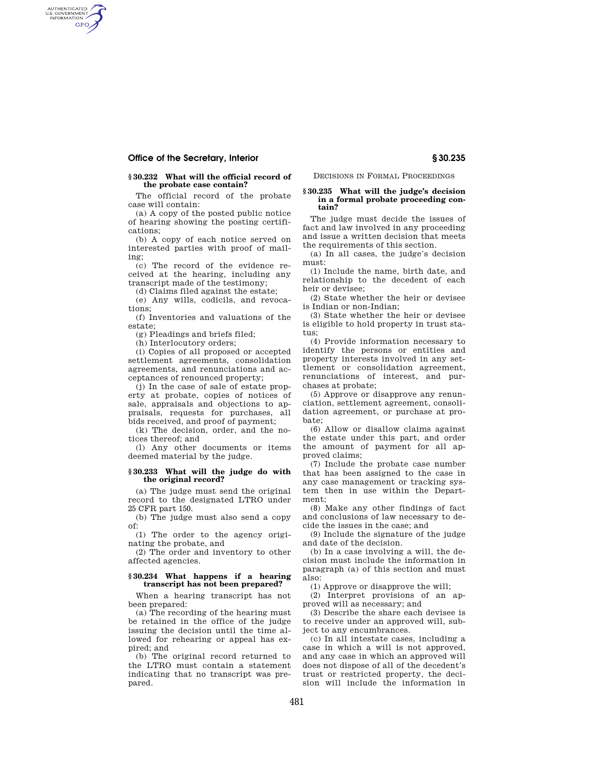### § 30.232 What will the official record of the probate case contain?

The official record of the probate case will contain:

(a) A copy of the posted public notice of hearing showing the posting certifications;

(b) A copy of each notice served on interested parties with proof of mailing;

(c) The record of the evidence received at the hearing, including any transcript made of the testimony;

(d) Claims filed against the estate;

(e) Any wills, codicils, and revocations;

(f) Inventories and valuations of the estate;

(g) Pleadings and briefs filed;

(h) Interlocutory orders;

(i) Copies of all proposed or accepted settlement agreements, consolidation agreements, and renunciations and acceptances of renounced property;

(j) In the case of sale of estate property at probate, copies of notices of sale, appraisals and objections to appraisals, requests for purchases, all bids received, and proof of payment;

(k) The decision, order, and the notices thereof; and

(l) Any other documents or items deemed material by the judge.

### § 30.233 What will the judge do with the original record?

(a) The judge must send the original record to the designated LTRO under 25 CFR part 150.

(b) The judge must also send a copy of:

(1) The order to the agency originating the probate, and

(2) The order and inventory to other affected agencies.

### § 30.234 What happens if a hearing transcript has not been prepared?

When a hearing transcript has not been prepared:

(a) The recording of the hearing must be retained in the office of the judge issuing the decision until the time allowed for rehearing or appeal has expired; and

(b) The original record returned to the LTRO must contain a statement indicating that no transcript was prepared.

## Decisions in Formal Proceedings

### § 30.235 What will the judge's decision in a formal probate proceeding contain?

The judge must decide the issues of fact and law involved in any proceeding and issue a written decision that meets the requirements of this section.

(a) In all cases, the judge's decision must:

(1) Include the name, birth date, and relationship to the decedent of each heir or devisee;

(2) State whether the heir or devisee is Indian or non-Indian;

(3) State whether the heir or devisee is eligible to hold property in trust status;

(4) Provide information necessary to identify the persons or entities and property interests involved in any settlement or consolidation agreement, renunciations of interest, and purchases at probate;

(5) Approve or disapprove any renunciation, settlement agreement, consolidation agreement, or purchase at probate;

(6) Allow or disallow claims against the estate under this part, and order the amount of payment for all approved claims;

(7) Include the probate case number that has been assigned to the case in any case management or tracking system then in use within the Department;

(8) Make any other findings of fact and conclusions of law necessary to decide the issues in the case; and

(9) Include the signature of the judge and date of the decision.

(b) In a case involving a will, the decision must include the information in paragraph (a) of this section and must also:

(1) Approve or disapprove the will;

(2) Interpret provisions of an approved will as necessary; and

(3) Describe the share each devisee is to receive under an approved will, subject to any encumbrances.

(c) In all intestate cases, including a case in which a will is not approved, and any case in which an approved will does not dispose of all of the decedent's trust or restricted property, the decision will include the information in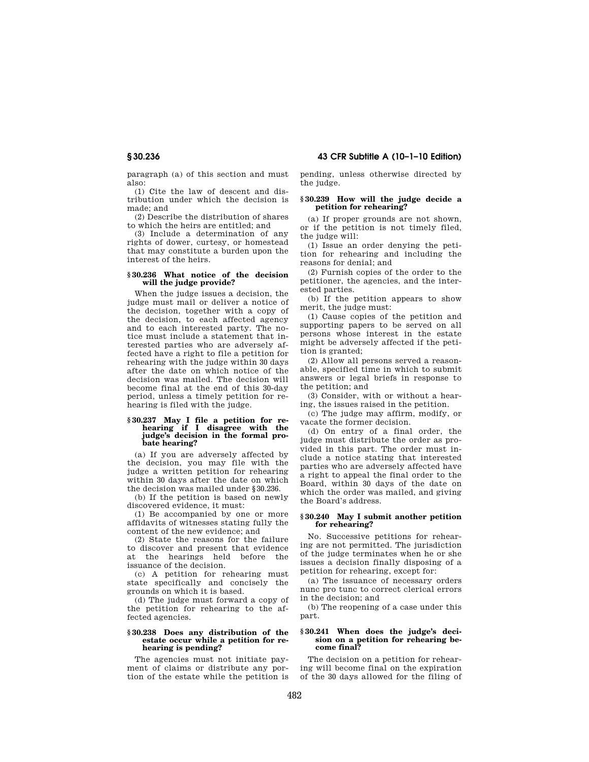paragraph (a) of this section and must also:

(1) Cite the law of descent and distribution under which the decision is made; and

(2) Describe the distribution of shares to which the heirs are entitled; and

(3) Include a determination of any rights of dower, curtesy, or homestead that may constitute a burden upon the interest of the heirs.

### § 30.236 What notice of the decision will the judge provide?

When the judge issues a decision, the judge must mail or deliver a notice of the decision, together with a copy of the decision, to each affected agency and to each interested party. The notice must include a statement that interested parties who are adversely affected have a right to file a petition for rehearing with the judge within 30 days after the date on which notice of the decision was mailed. The decision will become final at the end of this 30-day period, unless a timely petition for rehearing is filed with the judge.

### § 30.237 May I file a petition for rehearing if I disagree with the judge's decision in the formal probate hearing?

(a) If you are adversely affected by the decision, you may file with the judge a written petition for rehearing within 30 days after the date on which the decision was mailed under § 30.236.

(b) If the petition is based on newly discovered evidence, it must:

(1) Be accompanied by one or more affidavits of witnesses stating fully the content of the new evidence; and

(2) State the reasons for the failure to discover and present that evidence at the hearings held before the issuance of the decision.

(c) A petition for rehearing must state specifically and concisely the grounds on which it is based.

(d) The judge must forward a copy of the petition for rehearing to the affected agencies.

### § 30.238 Does any distribution of the estate occur while a petition for rehearing is pending?

The agencies must not initiate payment of claims or distribute any portion of the estate while the petition is pending, unless otherwise directed by the judge.

### § 30.239 How will the judge decide a petition for rehearing?

(a) If proper grounds are not shown, or if the petition is not timely filed, the judge will:

(1) Issue an order denying the petition for rehearing and including the reasons for denial; and

(2) Furnish copies of the order to the petitioner, the agencies, and the interested parties.

(b) If the petition appears to show merit, the judge must:

(1) Cause copies of the petition and supporting papers to be served on all persons whose interest in the estate might be adversely affected if the petition is granted;

(2) Allow all persons served a reasonable, specified time in which to submit answers or legal briefs in response to the petition; and

(3) Consider, with or without a hearing, the issues raised in the petition.

(c) The judge may affirm, modify, or vacate the former decision.

(d) On entry of a final order, the judge must distribute the order as provided in this part. The order must include a notice stating that interested parties who are adversely affected have a right to appeal the final order to the Board, within 30 days of the date on which the order was mailed, and giving the Board's address.

### § 30.240 May I submit another petition for rehearing?

No. Successive petitions for rehearing are not permitted. The jurisdiction of the judge terminates when he or she issues a decision finally disposing of a petition for rehearing, except for:

(a) The issuance of necessary orders nunc pro tunc to correct clerical errors in the decision; and

(b) The reopening of a case under this part.

### § 30.241 When does the judge's decision on a petition for rehearing become final?

The decision on a petition for rehearing will become final on the expiration of the 30 days allowed for the filing of